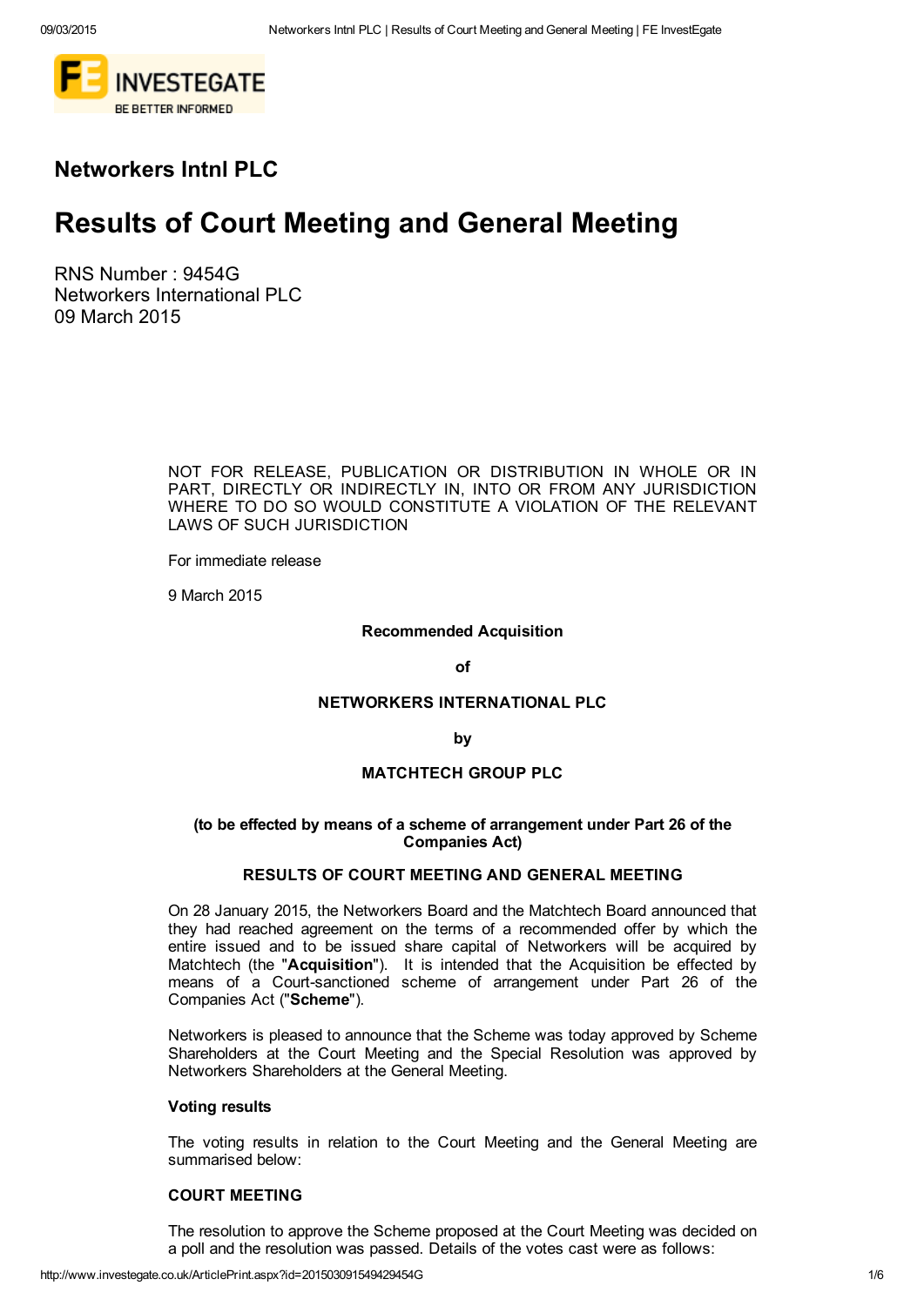# Networkers Intnl PLC

# Results of Court Meeting and General Meeting

RNS Number : 9454G
Networkers International PLC
09 March 2015

NOT FOR RELEASE, PUBLICATION OR DISTRIBUTION IN WHOLE OR IN PART, DIRECTLY OR INDIRECTLY IN, INTO OR FROM ANY JURISDICTION WHERE TO DO SO WOULD CONSTITUTE A VIOLATION OF THE RELEVANT LAWS OF SUCH JURISDICTION

For immediate release

9 March 2015

**Recommended Acquisition**

**of**

**NETWORKERS INTERNATIONAL PLC**

**by**

**MATCHTECH GROUP PLC**

**(to be effected by means of a scheme of arrangement under Part 26 of the Companies Act)**

**RESULTS OF COURT MEETING AND GENERAL MEETING**

On 28 January 2015, the Networkers Board and the Matchtech Board announced that they had reached agreement on the terms of a recommended offer by which the entire issued and to be issued share capital of Networkers will be acquired by Matchtech (the "**Acquisition**"). It is intended that the Acquisition be effected by means of a Court-sanctioned scheme of arrangement under Part 26 of the Companies Act ("**Scheme**").

Networkers is pleased to announce that the Scheme was today approved by Scheme Shareholders at the Court Meeting and the Special Resolution was approved by Networkers Shareholders at the General Meeting.

**Voting results**

The voting results in relation to the Court Meeting and the General Meeting are summarised below:

**COURT MEETING**

The resolution to approve the Scheme proposed at the Court Meeting was decided on a poll and the resolution was passed. Details of the votes cast were as follows: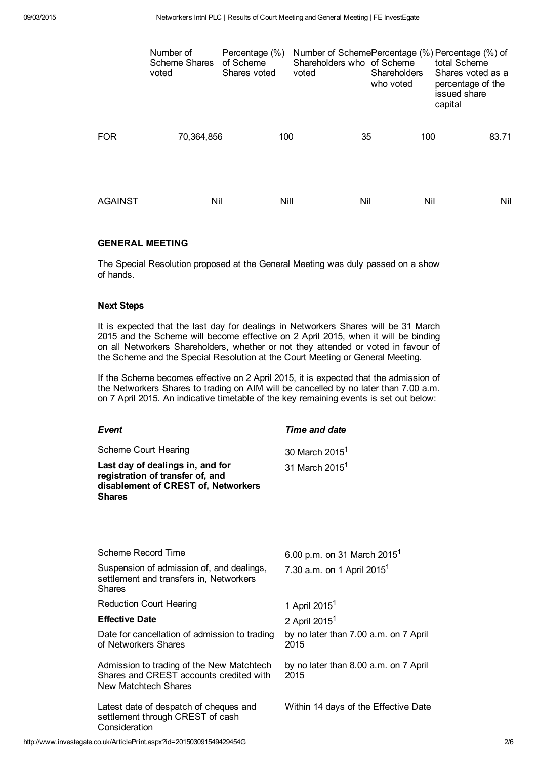| | Number of Scheme Shares voted | Percentage (%) of Scheme Shares voted | Number of Scheme Shareholders who voted | Percentage (%) of Scheme Shareholders who voted | Percentage (%) of total Scheme Shares voted as a percentage of the issued share capital |
|---|---|---|---|---|---|
| FOR | 70,364,856 | 100 | 35 | 100 | 83.71 |
| AGAINST | Nil | Nill | Nil | Nil | Nil |

**GENERAL MEETING**

The Special Resolution proposed at the General Meeting was duly passed on a show of hands.

**Next Steps**

It is expected that the last day for dealings in Networkers Shares will be 31 March 2015 and the Scheme will become effective on 2 April 2015, when it will be binding on all Networkers Shareholders, whether or not they attended or voted in favour of the Scheme and the Special Resolution at the Court Meeting or General Meeting.

If the Scheme becomes effective on 2 April 2015, it is expected that the admission of the Networkers Shares to trading on AIM will be cancelled by no later than 7.00 a.m. on 7 April 2015. An indicative timetable of the key remaining events is set out below:

| ***Event*** | ***Time and date*** |
|---|---|
| Scheme Court Hearing | 30 March 2015[1] |
| **Last day of dealings in, and for registration of transfer of, and disablement of CREST of, Networkers Shares** | 31 March 2015[1] |
| Scheme Record Time | 6.00 p.m. on 31 March 2015[1] |
| Suspension of admission of, and dealings, settlement and transfers in, Networkers Shares | 7.30 a.m. on 1 April 2015[1] |
| Reduction Court Hearing | 1 April 2015[1] |
| **Effective Date** | 2 April 2015[1] |
| Date for cancellation of admission to trading of Networkers Shares | by no later than 7.00 a.m. on 7 April 2015 |
| Admission to trading of the New Matchtech Shares and CREST accounts credited with New Matchtech Shares | by no later than 8.00 a.m. on 7 April 2015 |
| Latest date of despatch of cheques and settlement through CREST of cash Consideration | Within 14 days of the Effective Date |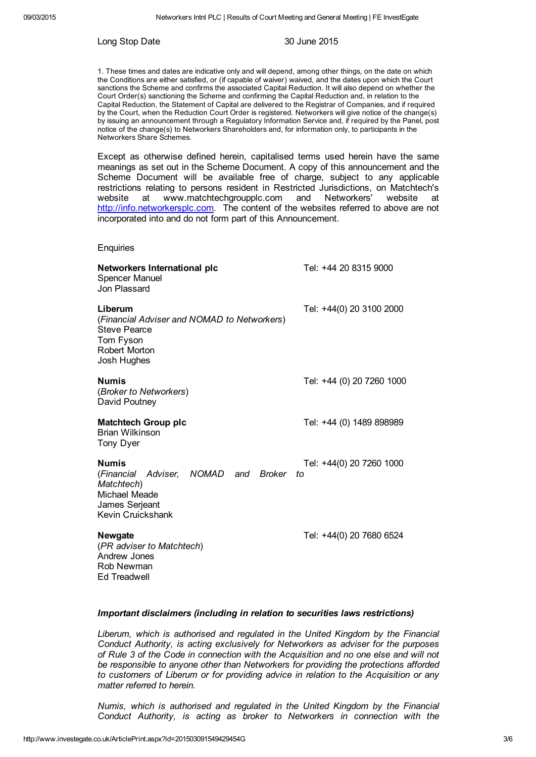| Long Stop Date | 30 June 2015 |
| --- | --- |

1. These times and dates are indicative only and will depend, among other things, on the date on which the Conditions are either satisfied, or (if capable of waiver) waived, and the dates upon which the Court sanctions the Scheme and confirms the associated Capital Reduction. It will also depend on whether the Court Order(s) sanctioning the Scheme and confirming the Capital Reduction and, in relation to the Capital Reduction, the Statement of Capital are delivered to the Registrar of Companies, and if required by the Court, when the Reduction Court Order is registered. Networkers will give notice of the change(s) by issuing an announcement through a Regulatory Information Service and, if required by the Panel, post notice of the change(s) to Networkers Shareholders and, for information only, to participants in the Networkers Share Schemes.

Except as otherwise defined herein, capitalised terms used herein have the same meanings as set out in the Scheme Document. A copy of this announcement and the Scheme Document will be available free of charge, subject to any applicable restrictions relating to persons resident in Restricted Jurisdictions, on Matchtech's website at www.matchtechgroupplc.com and Networkers' website at http://info.networkersplc.com. The content of the websites referred to above are not incorporated into and do not form part of this Announcement.

Enquiries

| | |
| --- | --- |
| **Networkers International plc**<br>Spencer Manuel<br>Jon Plassard | Tel: +44 20 8315 9000 |
| **Liberum**<br>(*Financial Adviser and NOMAD to Networkers*)<br>Steve Pearce<br>Tom Fyson<br>Robert Morton<br>Josh Hughes | Tel: +44(0) 20 3100 2000 |
| **Numis**<br>(*Broker to Networkers*)<br>David Poutney | Tel: +44 (0) 20 7260 1000 |
| **Matchtech Group plc**<br>Brian Wilkinson<br>Tony Dyer | Tel: +44 (0) 1489 898989 |
| **Numis**<br>(*Financial Adviser, NOMAD and Broker to Matchtech*)<br>Michael Meade<br>James Serjeant<br>Kevin Cruickshank | Tel: +44(0) 20 7260 1000 |
| **Newgate**<br>(*PR adviser to Matchtech*)<br>Andrew Jones<br>Rob Newman<br>Ed Treadwell | Tel: +44(0) 20 7680 6524 |

***Important disclaimers (including in relation to securities laws restrictions)***

*Liberum, which is authorised and regulated in the United Kingdom by the Financial Conduct Authority, is acting exclusively for Networkers as adviser for the purposes of Rule 3 of the Code in connection with the Acquisition and no one else and will not be responsible to anyone other than Networkers for providing the protections afforded to customers of Liberum or for providing advice in relation to the Acquisition or any matter referred to herein.*

*Numis, which is authorised and regulated in the United Kingdom by the Financial Conduct Authority, is acting as broker to Networkers in connection with the*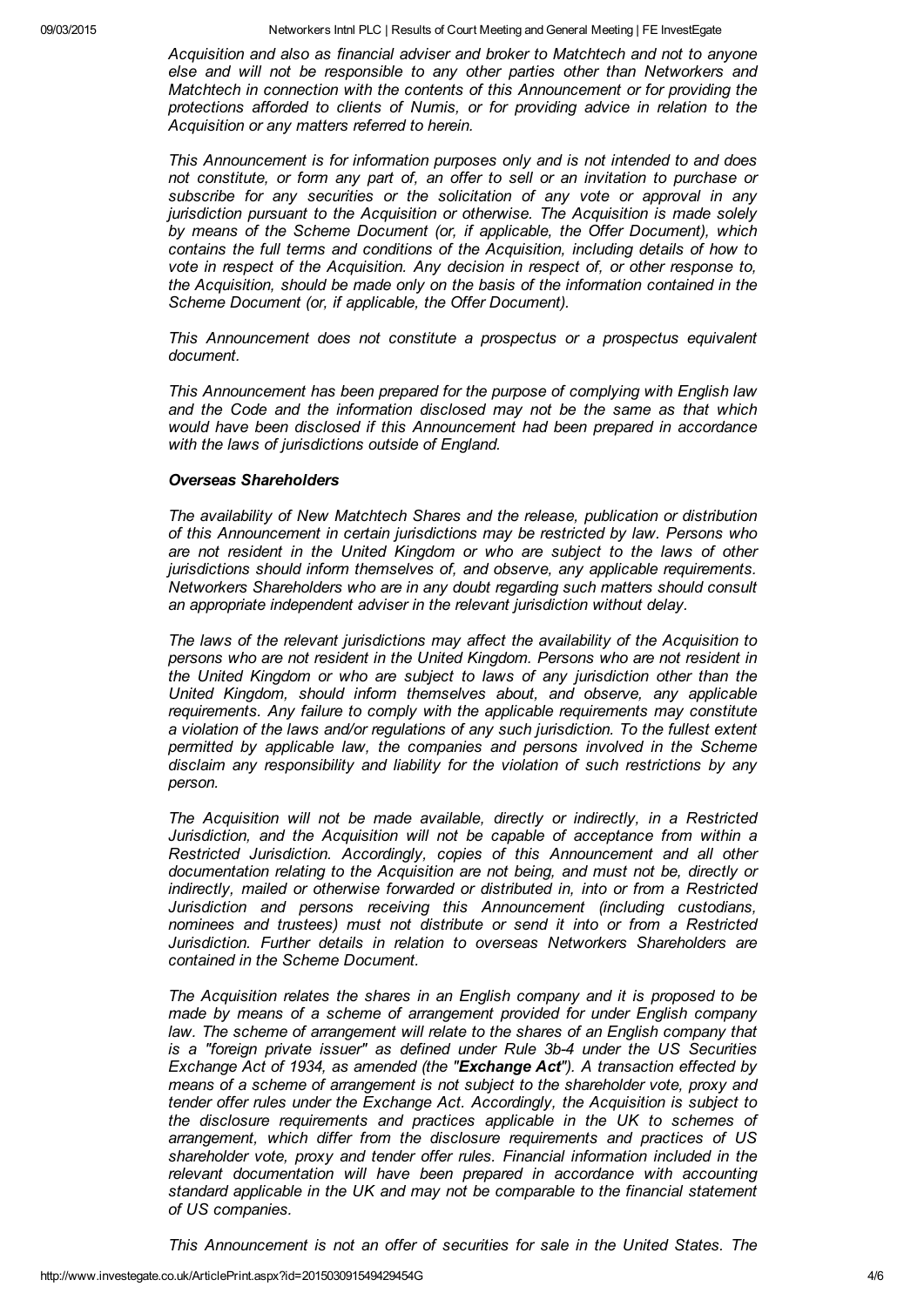*Acquisition and also as financial adviser and broker to Matchtech and not to anyone else and will not be responsible to any other parties other than Networkers and Matchtech in connection with the contents of this Announcement or for providing the protections afforded to clients of Numis, or for providing advice in relation to the Acquisition or any matters referred to herein.*

*This Announcement is for information purposes only and is not intended to and does not constitute, or form any part of, an offer to sell or an invitation to purchase or subscribe for any securities or the solicitation of any vote or approval in any jurisdiction pursuant to the Acquisition or otherwise. The Acquisition is made solely by means of the Scheme Document (or, if applicable, the Offer Document), which contains the full terms and conditions of the Acquisition, including details of how to vote in respect of the Acquisition. Any decision in respect of, or other response to, the Acquisition, should be made only on the basis of the information contained in the Scheme Document (or, if applicable, the Offer Document).*

*This Announcement does not constitute a prospectus or a prospectus equivalent document.*

*This Announcement has been prepared for the purpose of complying with English law and the Code and the information disclosed may not be the same as that which would have been disclosed if this Announcement had been prepared in accordance with the laws of jurisdictions outside of England.*

***Overseas Shareholders***

*The availability of New Matchtech Shares and the release, publication or distribution of this Announcement in certain jurisdictions may be restricted by law. Persons who are not resident in the United Kingdom or who are subject to the laws of other jurisdictions should inform themselves of, and observe, any applicable requirements. Networkers Shareholders who are in any doubt regarding such matters should consult an appropriate independent adviser in the relevant jurisdiction without delay.*

*The laws of the relevant jurisdictions may affect the availability of the Acquisition to persons who are not resident in the United Kingdom. Persons who are not resident in the United Kingdom or who are subject to laws of any jurisdiction other than the United Kingdom, should inform themselves about, and observe, any applicable requirements. Any failure to comply with the applicable requirements may constitute a violation of the laws and/or regulations of any such jurisdiction. To the fullest extent permitted by applicable law, the companies and persons involved in the Scheme disclaim any responsibility and liability for the violation of such restrictions by any person.*

*The Acquisition will not be made available, directly or indirectly, in a Restricted Jurisdiction, and the Acquisition will not be capable of acceptance from within a Restricted Jurisdiction. Accordingly, copies of this Announcement and all other documentation relating to the Acquisition are not being, and must not be, directly or indirectly, mailed or otherwise forwarded or distributed in, into or from a Restricted Jurisdiction and persons receiving this Announcement (including custodians, nominees and trustees) must not distribute or send it into or from a Restricted Jurisdiction. Further details in relation to overseas Networkers Shareholders are contained in the Scheme Document.*

*The Acquisition relates the shares in an English company and it is proposed to be made by means of a scheme of arrangement provided for under English company law. The scheme of arrangement will relate to the shares of an English company that is a "foreign private issuer" as defined under Rule 3b-4 under the US Securities Exchange Act of 1934, as amended (the "**Exchange Act**"). A transaction effected by means of a scheme of arrangement is not subject to the shareholder vote, proxy and tender offer rules under the Exchange Act. Accordingly, the Acquisition is subject to the disclosure requirements and practices applicable in the UK to schemes of arrangement, which differ from the disclosure requirements and practices of US shareholder vote, proxy and tender offer rules. Financial information included in the relevant documentation will have been prepared in accordance with accounting standard applicable in the UK and may not be comparable to the financial statement of US companies.*

*This Announcement is not an offer of securities for sale in the United States. The*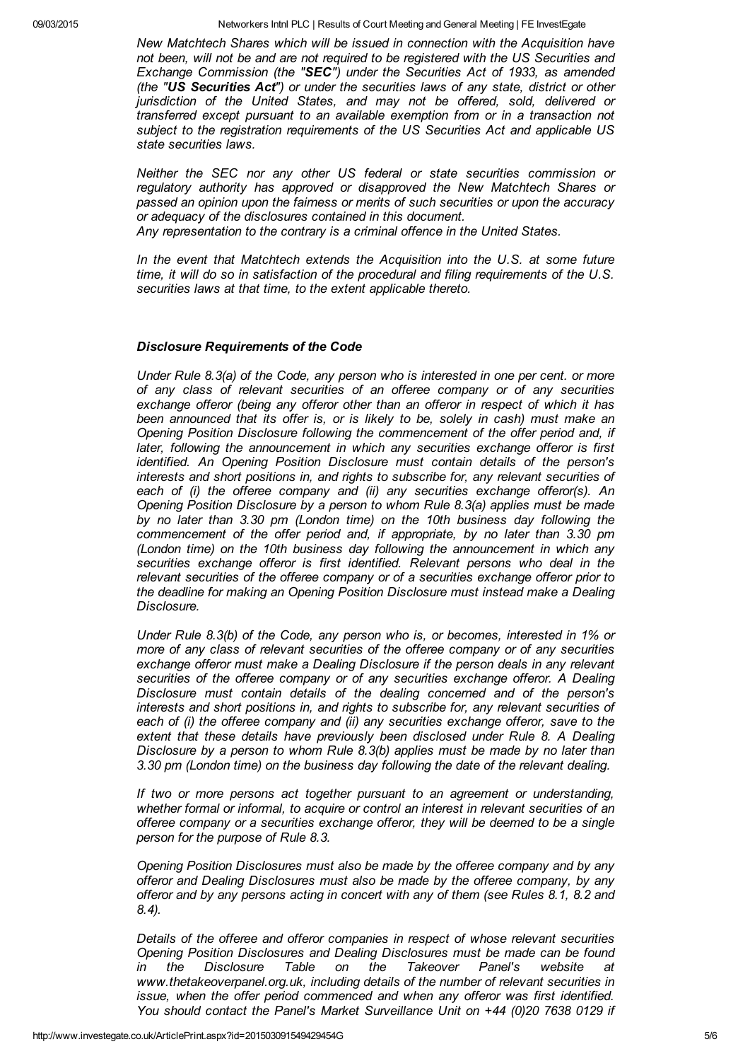*New Matchtech Shares which will be issued in connection with the Acquisition have not been, will not be and are not required to be registered with the US Securities and Exchange Commission (the "**SEC**") under the Securities Act of 1933, as amended (the "**US Securities Act**") or under the securities laws of any state, district or other jurisdiction of the United States, and may not be offered, sold, delivered or transferred except pursuant to an available exemption from or in a transaction not subject to the registration requirements of the US Securities Act and applicable US state securities laws.*

*Neither the SEC nor any other US federal or state securities commission or regulatory authority has approved or disapproved the New Matchtech Shares or passed an opinion upon the fairness or merits of such securities or upon the accuracy or adequacy of the disclosures contained in this document.*
*Any representation to the contrary is a criminal offence in the United States.*

*In the event that Matchtech extends the Acquisition into the U.S. at some future time, it will do so in satisfaction of the procedural and filing requirements of the U.S. securities laws at that time, to the extent applicable thereto.*

***Disclosure Requirements of the Code***

*Under Rule 8.3(a) of the Code, any person who is interested in one per cent. or more of any class of relevant securities of an offeree company or of any securities exchange offeror (being any offeror other than an offeror in respect of which it has been announced that its offer is, or is likely to be, solely in cash) must make an Opening Position Disclosure following the commencement of the offer period and, if later, following the announcement in which any securities exchange offeror is first identified. An Opening Position Disclosure must contain details of the person's interests and short positions in, and rights to subscribe for, any relevant securities of each of (i) the offeree company and (ii) any securities exchange offeror(s). An Opening Position Disclosure by a person to whom Rule 8.3(a) applies must be made by no later than 3.30 pm (London time) on the 10th business day following the commencement of the offer period and, if appropriate, by no later than 3.30 pm (London time) on the 10th business day following the announcement in which any securities exchange offeror is first identified. Relevant persons who deal in the relevant securities of the offeree company or of a securities exchange offeror prior to the deadline for making an Opening Position Disclosure must instead make a Dealing Disclosure.*

*Under Rule 8.3(b) of the Code, any person who is, or becomes, interested in 1% or more of any class of relevant securities of the offeree company or of any securities exchange offeror must make a Dealing Disclosure if the person deals in any relevant securities of the offeree company or of any securities exchange offeror. A Dealing Disclosure must contain details of the dealing concerned and of the person's interests and short positions in, and rights to subscribe for, any relevant securities of each of (i) the offeree company and (ii) any securities exchange offeror, save to the extent that these details have previously been disclosed under Rule 8. A Dealing Disclosure by a person to whom Rule 8.3(b) applies must be made by no later than 3.30 pm (London time) on the business day following the date of the relevant dealing.*

*If two or more persons act together pursuant to an agreement or understanding, whether formal or informal, to acquire or control an interest in relevant securities of an offeree company or a securities exchange offeror, they will be deemed to be a single person for the purpose of Rule 8.3.*

*Opening Position Disclosures must also be made by the offeree company and by any offeror and Dealing Disclosures must also be made by the offeree company, by any offeror and by any persons acting in concert with any of them (see Rules 8.1, 8.2 and 8.4).*

*Details of the offeree and offeror companies in respect of whose relevant securities Opening Position Disclosures and Dealing Disclosures must be made can be found in the Disclosure Table on the Takeover Panel's website at www.thetakeoverpanel.org.uk, including details of the number of relevant securities in issue, when the offer period commenced and when any offeror was first identified. You should contact the Panel's Market Surveillance Unit on +44 (0)20 7638 0129 if*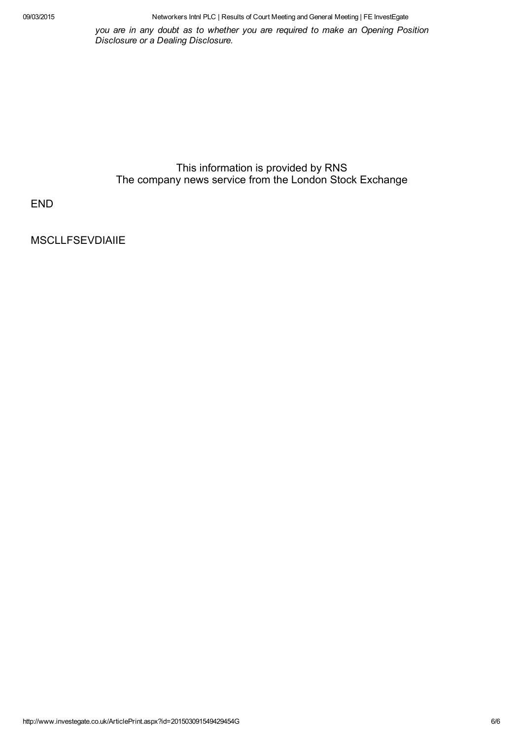*you are in any doubt as to whether you are required to make an Opening Position Disclosure or a Dealing Disclosure.*

This information is provided by RNS
The company news service from the London Stock Exchange

END

MSCLLFSEVDIAIIE